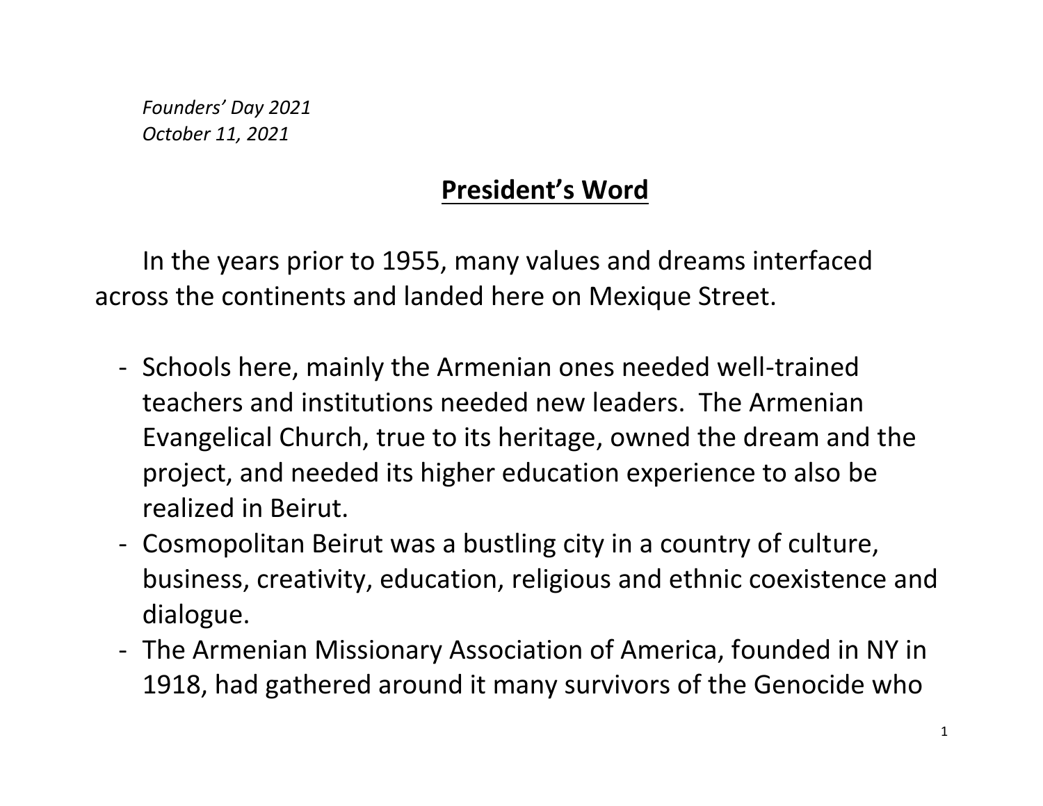*Founders' Day 2021*
*October 11, 2021*

## President's Word

In the years prior to 1955, many values and dreams interfaced across the continents and landed here on Mexique Street.

- Schools here, mainly the Armenian ones needed well-trained teachers and institutions needed new leaders. The Armenian Evangelical Church, true to its heritage, owned the dream and the project, and needed its higher education experience to also be realized in Beirut.
- Cosmopolitan Beirut was a bustling city in a country of culture, business, creativity, education, religious and ethnic coexistence and dialogue.
- The Armenian Missionary Association of America, founded in NY in 1918, had gathered around it many survivors of the Genocide who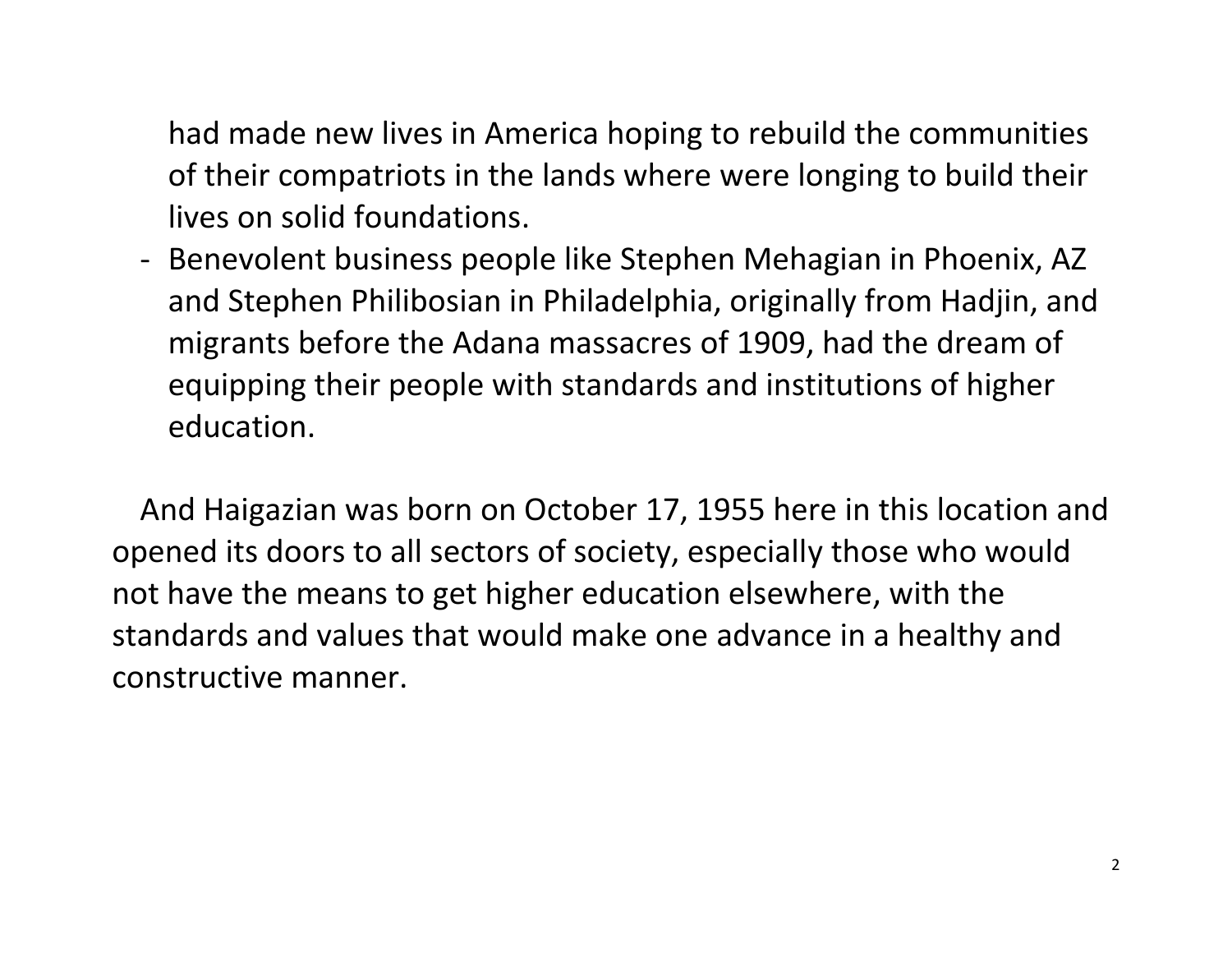had made new lives in America hoping to rebuild the communities of their compatriots in the lands where were longing to build their lives on solid foundations.

- Benevolent business people like Stephen Mehagian in Phoenix, AZ and Stephen Philibosian in Philadelphia, originally from Hadjin, and migrants before the Adana massacres of 1909, had the dream of equipping their people with standards and institutions of higher education.

And Haigazian was born on October 17, 1955 here in this location and opened its doors to all sectors of society, especially those who would not have the means to get higher education elsewhere, with the standards and values that would make one advance in a healthy and constructive manner.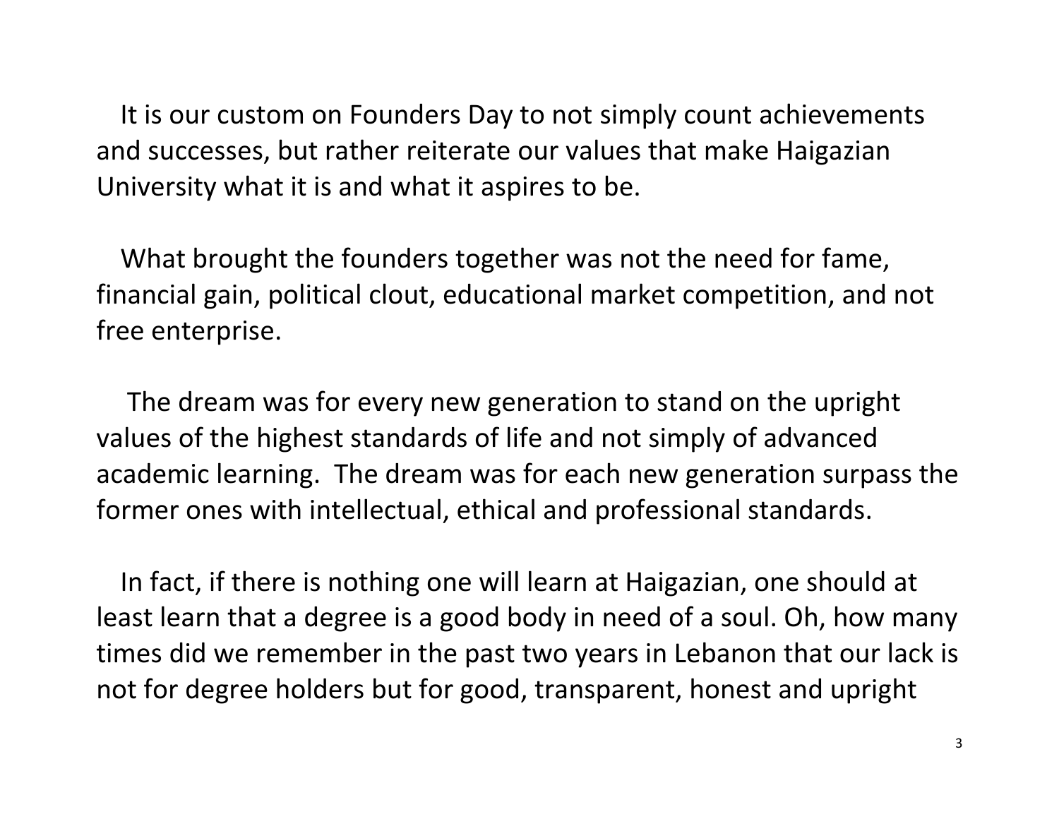It is our custom on Founders Day to not simply count achievements and successes, but rather reiterate our values that make Haigazian University what it is and what it aspires to be.

What brought the founders together was not the need for fame, financial gain, political clout, educational market competition, and not free enterprise.

The dream was for every new generation to stand on the upright values of the highest standards of life and not simply of advanced academic learning. The dream was for each new generation surpass the former ones with intellectual, ethical and professional standards.

In fact, if there is nothing one will learn at Haigazian, one should at least learn that a degree is a good body in need of a soul. Oh, how many times did we remember in the past two years in Lebanon that our lack is not for degree holders but for good, transparent, honest and upright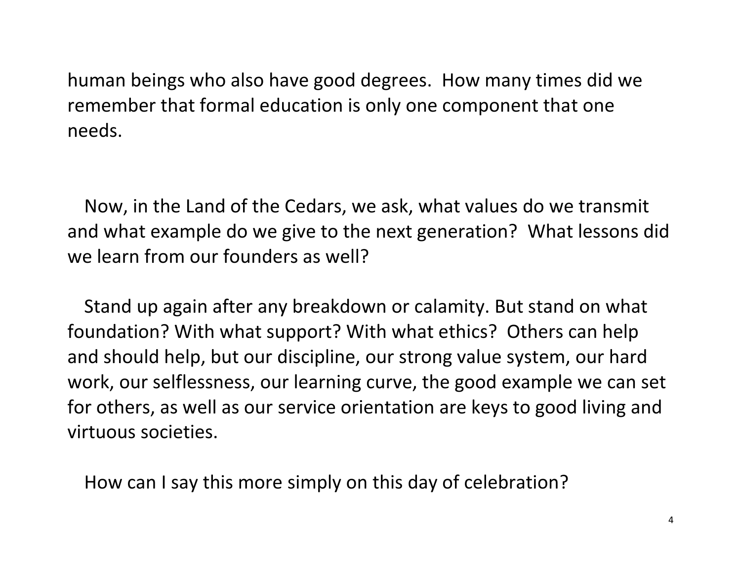human beings who also have good degrees. How many times did we remember that formal education is only one component that one needs.

Now, in the Land of the Cedars, we ask, what values do we transmit and what example do we give to the next generation? What lessons did we learn from our founders as well?

Stand up again after any breakdown or calamity. But stand on what foundation? With what support? With what ethics? Others can help and should help, but our discipline, our strong value system, our hard work, our selflessness, our learning curve, the good example we can set for others, as well as our service orientation are keys to good living and virtuous societies.

How can I say this more simply on this day of celebration?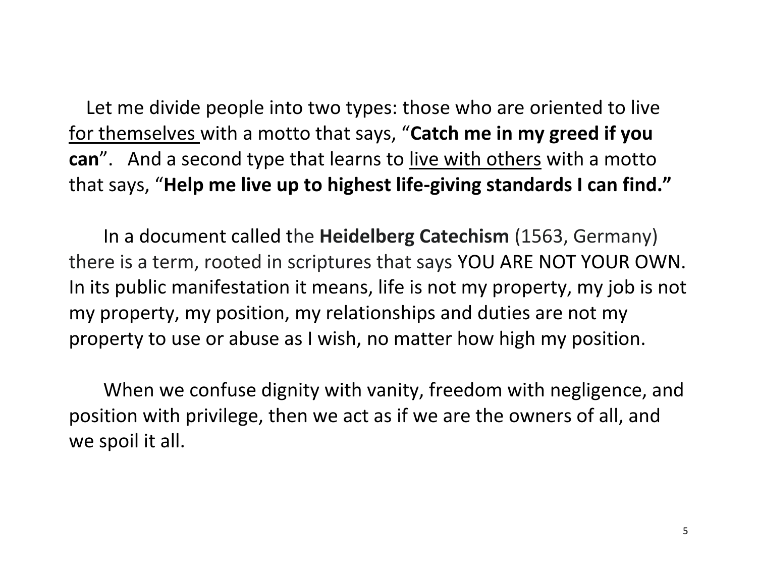Let me divide people into two types: those who are oriented to live <u>for themselves</u> with a motto that says, “**Catch me in my greed if you can**”. And a second type that learns to <u>live with others</u> with a motto that says, “**Help me live up to highest life-giving standards I can find.”**

In a document called the **Heidelberg Catechism** (1563, Germany) there is a term, rooted in scriptures that says YOU ARE NOT YOUR OWN. In its public manifestation it means, life is not my property, my job is not my property, my position, my relationships and duties are not my property to use or abuse as I wish, no matter how high my position.

When we confuse dignity with vanity, freedom with negligence, and position with privilege, then we act as if we are the owners of all, and we spoil it all.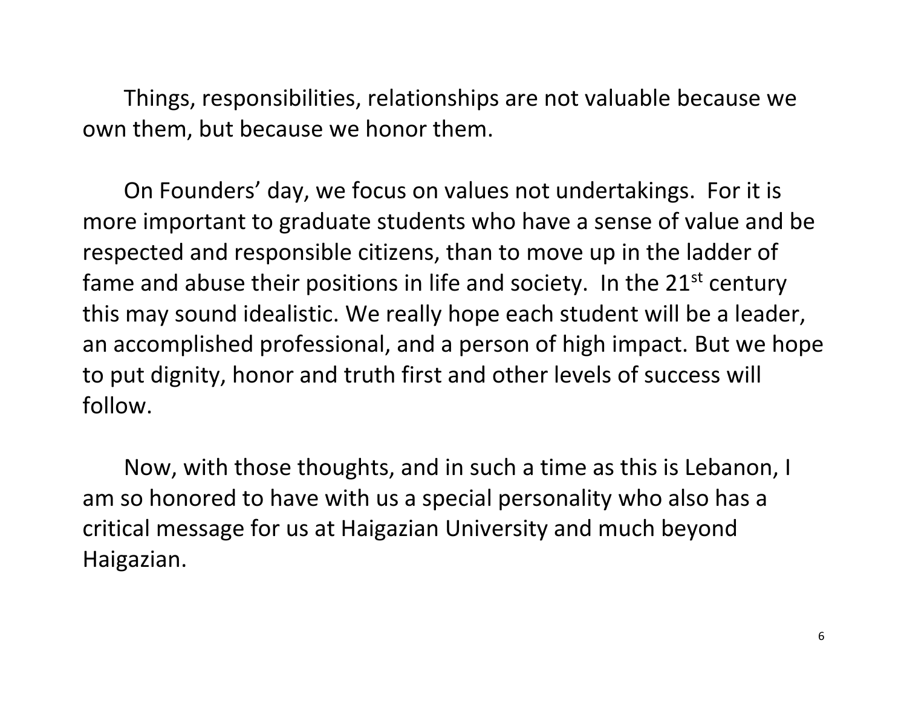Things, responsibilities, relationships are not valuable because we own them, but because we honor them.

On Founders' day, we focus on values not undertakings. For it is more important to graduate students who have a sense of value and be respected and responsible citizens, than to move up in the ladder of fame and abuse their positions in life and society. In the 21st century this may sound idealistic. We really hope each student will be a leader, an accomplished professional, and a person of high impact. But we hope to put dignity, honor and truth first and other levels of success will follow.

Now, with those thoughts, and in such a time as this is Lebanon, I am so honored to have with us a special personality who also has a critical message for us at Haigazian University and much beyond Haigazian.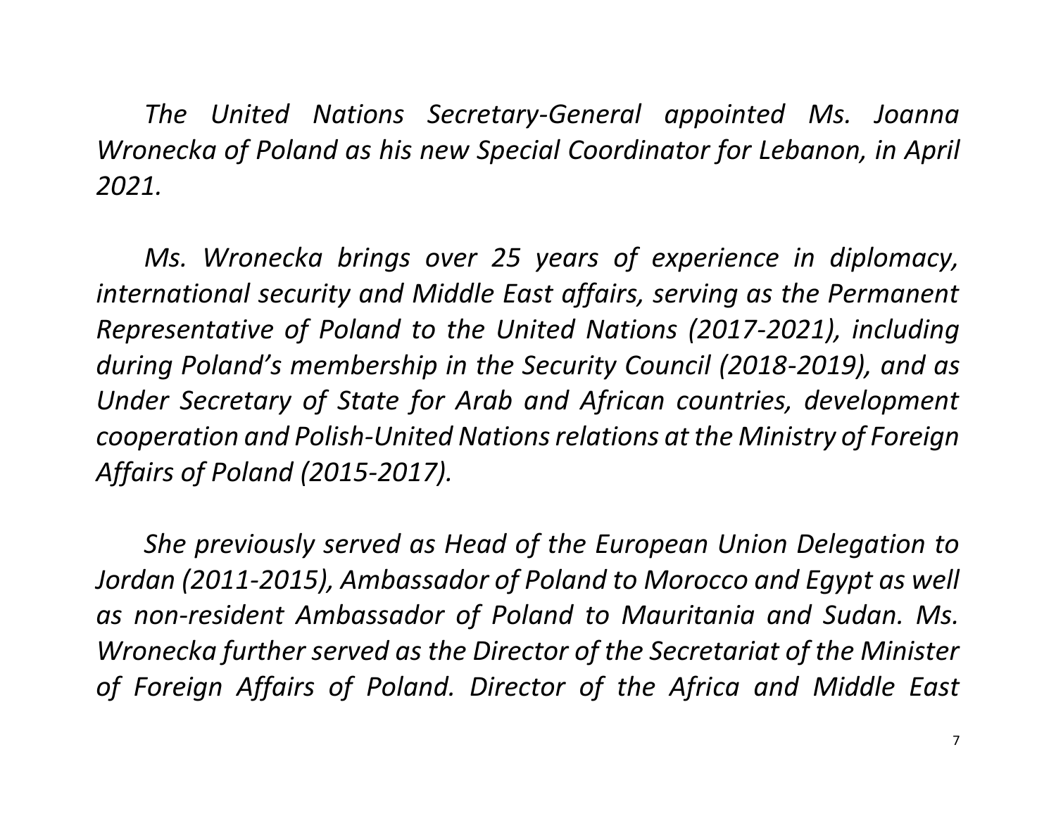*The United Nations Secretary-General appointed Ms. Joanna Wronecka of Poland as his new Special Coordinator for Lebanon, in April 2021.*

*Ms. Wronecka brings over 25 years of experience in diplomacy, international security and Middle East affairs, serving as the Permanent Representative of Poland to the United Nations (2017-2021), including during Poland's membership in the Security Council (2018-2019), and as Under Secretary of State for Arab and African countries, development cooperation and Polish-United Nations relations at the Ministry of Foreign Affairs of Poland (2015-2017).*

*She previously served as Head of the European Union Delegation to Jordan (2011-2015), Ambassador of Poland to Morocco and Egypt as well as non-resident Ambassador of Poland to Mauritania and Sudan. Ms. Wronecka further served as the Director of the Secretariat of the Minister of Foreign Affairs of Poland. Director of the Africa and Middle East*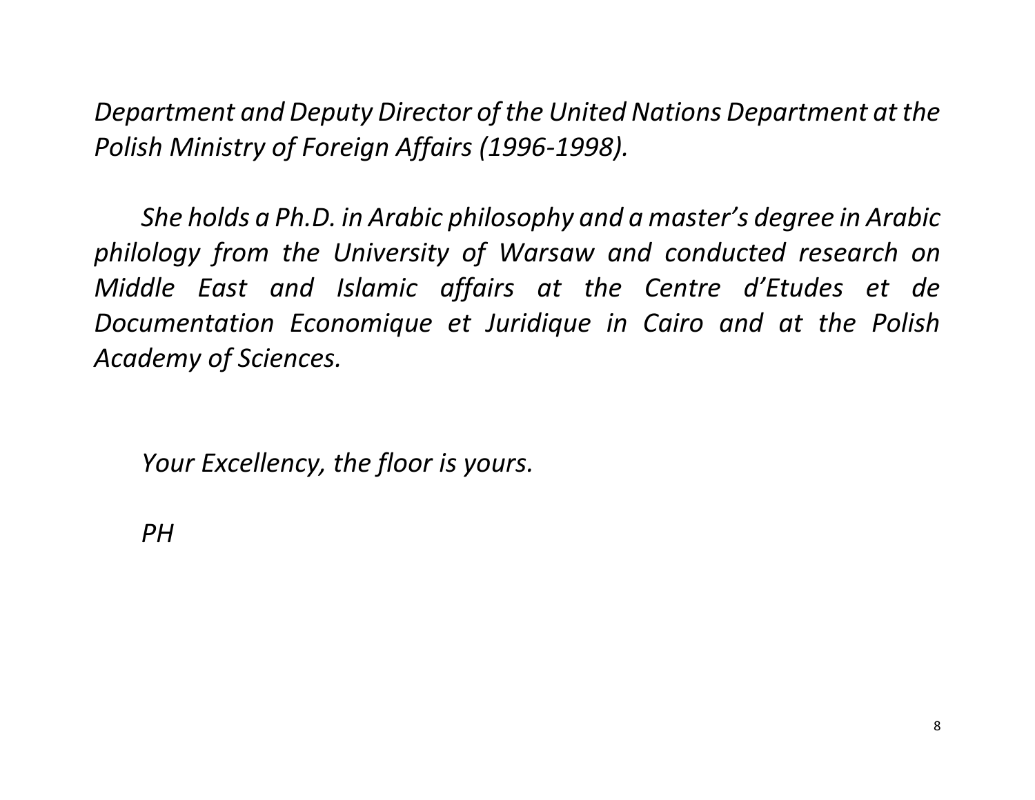*Department and Deputy Director of the United Nations Department at the Polish Ministry of Foreign Affairs (1996-1998).*

*She holds a Ph.D. in Arabic philosophy and a master's degree in Arabic philology from the University of Warsaw and conducted research on Middle East and Islamic affairs at the Centre d'Etudes et de Documentation Economique et Juridique in Cairo and at the Polish Academy of Sciences.*

*Your Excellency, the floor is yours.*

*PH*